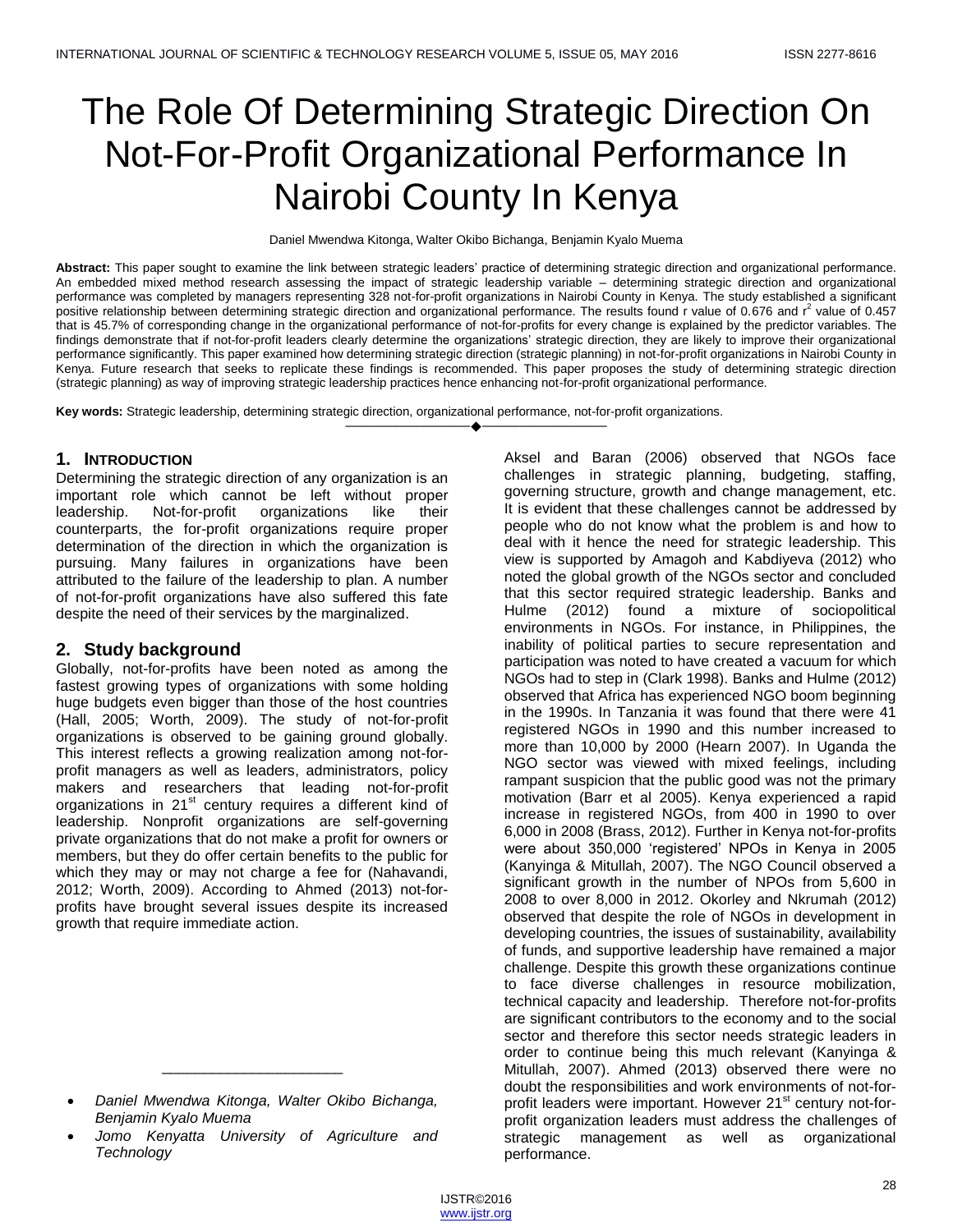# The Role Of Determining Strategic Direction On Not-For-Profit Organizational Performance In Nairobi County In Kenya

Daniel Mwendwa Kitonga, Walter Okibo Bichanga, Benjamin Kyalo Muema

**Abstract:** This paper sought to examine the link between strategic leaders' practice of determining strategic direction and organizational performance. An embedded mixed method research assessing the impact of strategic leadership variable – determining strategic direction and organizational performance was completed by managers representing 328 not-for-profit organizations in Nairobi County in Kenya. The study established a significant positive relationship between determining strategic direction and organizational performance. The results found r value of 0.676 and $r^2$ value of 0.457 that is 45.7% of corresponding change in the organizational performance of not-for-profits for every change is explained by the predictor variables. The findings demonstrate that if not-for-profit leaders clearly determine the organizations' strategic direction, they are likely to improve their organizational performance significantly. This paper examined how determining strategic direction (strategic planning) in not-for-profit organizations in Nairobi County in Kenya. Future research that seeks to replicate these findings is recommended. This paper proposes the study of determining strategic direction (strategic planning) as way of improving strategic leadership practices hence enhancing not-for-profit organizational performance.

**Key words:** Strategic leadership, determining strategic direction, organizational performance, not-for-profit organizations.

## 1. Introduction

Determining the strategic direction of any organization is an important role which cannot be left without proper leadership. Not-for-profit organizations like their counterparts, the for-profit organizations require proper determination of the direction in which the organization is pursuing. Many failures in organizations have been attributed to the failure of the leadership to plan. A number of not-for-profit organizations have also suffered this fate despite the need of their services by the marginalized.

## 2. Study background

Globally, not-for-profits have been noted as among the fastest growing types of organizations with some holding huge budgets even bigger than those of the host countries (Hall, 2005; Worth, 2009). The study of not-for-profit organizations is observed to be gaining ground globally. This interest reflects a growing realization among not-for-profit managers as well as leaders, administrators, policy makers and researchers that leading not-for-profit organizations in 21st century requires a different kind of leadership. Nonprofit organizations are self-governing private organizations that do not make a profit for owners or members, but they do offer certain benefits to the public for which they may or may not charge a fee for (Nahavandi, 2012; Worth, 2009). According to Ahmed (2013) not-for-profits have brought several issues despite its increased growth that require immediate action.

Aksel and Baran (2006) observed that NGOs face challenges in strategic planning, budgeting, staffing, governing structure, growth and change management, etc. It is evident that these challenges cannot be addressed by people who do not know what the problem is and how to deal with it hence the need for strategic leadership. This view is supported by Amagoh and Kabdiyeva (2012) who noted the global growth of the NGOs sector and concluded that this sector required strategic leadership. Banks and Hulme (2012) found a mixture of sociopolitical environments in NGOs. For instance, in Philippines, the inability of political parties to secure representation and participation was noted to have created a vacuum for which NGOs had to step in (Clark 1998). Banks and Hulme (2012) observed that Africa has experienced NGO boom beginning in the 1990s. In Tanzania it was found that there were 41 registered NGOs in 1990 and this number increased to more than 10,000 by 2000 (Hearn 2007). In Uganda the NGO sector was viewed with mixed feelings, including rampant suspicion that the public good was not the primary motivation (Barr et al 2005). Kenya experienced a rapid increase in registered NGOs, from 400 in 1990 to over 6,000 in 2008 (Brass, 2012). Further in Kenya not-for-profits were about 350,000 'registered' NPOs in Kenya in 2005 (Kanyinga & Mitullah, 2007). The NGO Council observed a significant growth in the number of NPOs from 5,600 in 2008 to over 8,000 in 2012. Okorley and Nkrumah (2012) observed that despite the role of NGOs in development in developing countries, the issues of sustainability, availability of funds, and supportive leadership have remained a major challenge. Despite this growth these organizations continue to face diverse challenges in resource mobilization, technical capacity and leadership. Therefore not-for-profits are significant contributors to the economy and to the social sector and therefore this sector needs strategic leaders in order to continue being this much relevant (Kanyinga & Mitullah, 2007). Ahmed (2013) observed there were no doubt the responsibilities and work environments of not-for-profit leaders were important. However 21st century not-for-profit organization leaders must address the challenges of strategic management as well as organizational performance.

---

- *Daniel Mwendwa Kitonga, Walter Okibo Bichanga, Benjamin Kyalo Muema*
- *Jomo Kenyatta University of Agriculture and Technology*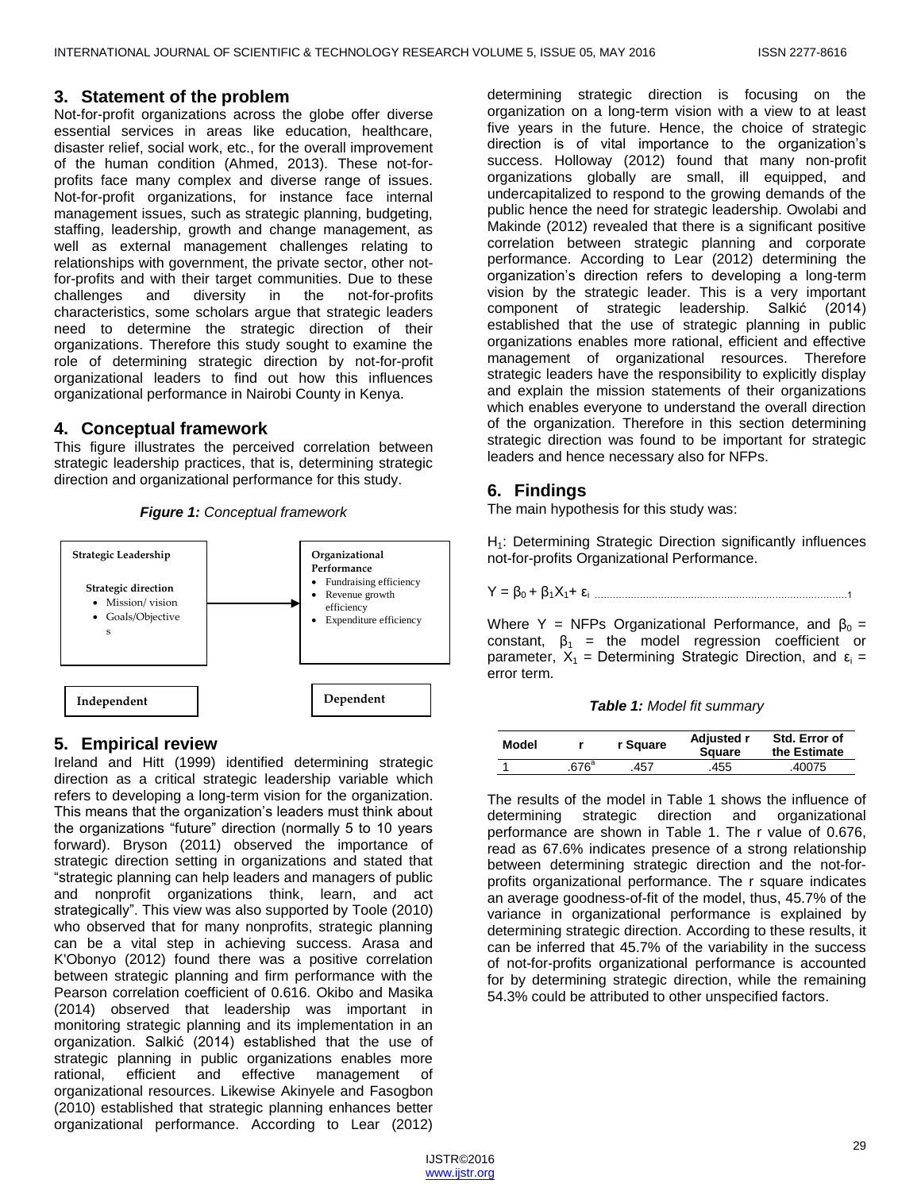## 3. Statement of the problem

Not-for-profit organizations across the globe offer diverse essential services in areas like education, healthcare, disaster relief, social work, etc., for the overall improvement of the human condition (Ahmed, 2013). These not-for-profits face many complex and diverse range of issues. Not-for-profit organizations, for instance face internal management issues, such as strategic planning, budgeting, staffing, leadership, growth and change management, as well as external management challenges relating to relationships with government, the private sector, other not-for-profits and with their target communities. Due to these challenges and diversity in the not-for-profits characteristics, some scholars argue that strategic leaders need to determine the strategic direction of their organizations. Therefore this study sought to examine the role of determining strategic direction by not-for-profit organizational leaders to find out how this influences organizational performance in Nairobi County in Kenya.

## 4. Conceptual framework

This figure illustrates the perceived correlation between strategic leadership practices, that is, determining strategic direction and organizational performance for this study.

***Figure 1:** Conceptual framework*

**Strategic Leadership**

**Strategic direction**
- Mission/ vision
- Goals/Objectives

→

**Organizational Performance**
- Fundraising efficiency
- Revenue growth efficiency
- Expenditure efficiency

**Independent** — **Dependent**

## 5. Empirical review

Ireland and Hitt (1999) identified determining strategic direction as a critical strategic leadership variable which refers to developing a long-term vision for the organization. This means that the organization's leaders must think about the organizations "future" direction (normally 5 to 10 years forward). Bryson (2011) observed the importance of strategic direction setting in organizations and stated that "strategic planning can help leaders and managers of public and nonprofit organizations think, learn, and act strategically". This view was also supported by Toole (2010) who observed that for many nonprofits, strategic planning can be a vital step in achieving success. Arasa and K'Obonyo (2012) found there was a positive correlation between strategic planning and firm performance with the Pearson correlation coefficient of 0.616. Okibo and Masika (2014) observed that leadership was important in monitoring strategic planning and its implementation in an organization. Salkić (2014) established that the use of strategic planning in public organizations enables more rational, efficient and effective management of organizational resources. Likewise Akinyele and Fasogbon (2010) established that strategic planning enhances better organizational performance. According to Lear (2012) determining strategic direction is focusing on the organization on a long-term vision with a view to at least five years in the future. Hence, the choice of strategic direction is of vital importance to the organization's success. Holloway (2012) found that many non-profit organizations globally are small, ill equipped, and undercapitalized to respond to the growing demands of the public hence the need for strategic leadership. Owolabi and Makinde (2012) revealed that there is a significant positive correlation between strategic planning and corporate performance. According to Lear (2012) determining the organization's direction refers to developing a long-term vision by the strategic leader. This is a very important component of strategic leadership. Salkić (2014) established that the use of strategic planning in public organizations enables more rational, efficient and effective management of organizational resources. Therefore strategic leaders have the responsibility to explicitly display and explain the mission statements of their organizations which enables everyone to understand the overall direction of the organization. Therefore in this section determining strategic direction was found to be important for strategic leaders and hence necessary also for NFPs.

## 6. Findings

The main hypothesis for this study was:

$H_1$: Determining Strategic Direction significantly influences not-for-profits Organizational Performance.

$$Y = \beta_0 + \beta_1 X_1 + \varepsilon_i \quad \text{.......} 1$$

Where Y = NFPs Organizational Performance, and $\beta_0$ = constant, $\beta_1$ = the model regression coefficient or parameter, $X_1$ = Determining Strategic Direction, and $\varepsilon_i$ = error term.

***Table 1:** Model fit summary*

| Model | r | r Square | Adjusted r Square | Std. Error of the Estimate |
|---|---|---|---|---|
| 1 | .676[a] | .457 | .455 | .40075 |

The results of the model in Table 1 shows the influence of determining strategic direction and organizational performance are shown in Table 1. The r value of 0.676, read as 67.6% indicates presence of a strong relationship between determining strategic direction and the not-for-profits organizational performance. The r square indicates an average goodness-of-fit of the model, thus, 45.7% of the variance in organizational performance is explained by determining strategic direction. According to these results, it can be inferred that 45.7% of the variability in the success of not-for-profits organizational performance is accounted for by determining strategic direction, while the remaining 54.3% could be attributed to other unspecified factors.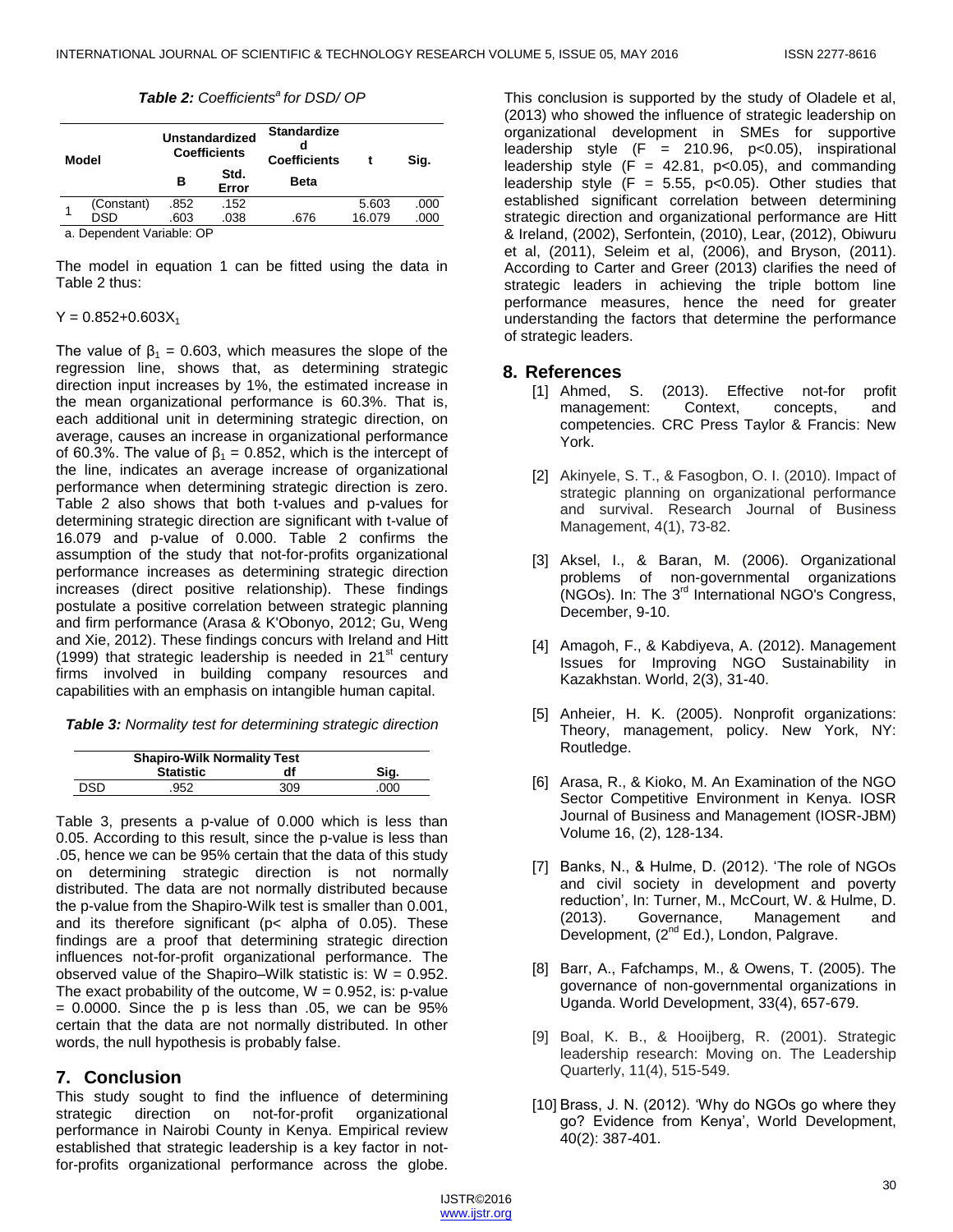***Table 2:*** *Coefficients[a] for DSD/ OP*

| Model | | Unstandardized Coefficients | | Standardized Coefficients | t | Sig. |
|---|---|---|---|---|---|---|
| | | B | Std. Error | Beta | | |
| 1 | (Constant) | .852 | .152 | | 5.603 | .000 |
| | DSD | .603 | .038 | .676 | 16.079 | .000 |

a. Dependent Variable: OP

The model in equation 1 can be fitted using the data in Table 2 thus:

$Y = 0.852+0.603X_1$

The value of $\beta_1 = 0.603$, which measures the slope of the regression line, shows that, as determining strategic direction input increases by 1%, the estimated increase in the mean organizational performance is 60.3%. That is, each additional unit in determining strategic direction, on average, causes an increase in organizational performance of 60.3%. The value of $\beta_1 = 0.852$, which is the intercept of the line, indicates an average increase of organizational performance when determining strategic direction is zero. Table 2 also shows that both t-values and p-values for determining strategic direction are significant with t-value of 16.079 and p-value of 0.000. Table 2 confirms the assumption of the study that not-for-profits organizational performance increases as determining strategic direction increases (direct positive relationship). These findings postulate a positive correlation between strategic planning and firm performance (Arasa & K'Obonyo, 2012; Gu, Weng and Xie, 2012). These findings concurs with Ireland and Hitt (1999) that strategic leadership is needed in 21st century firms involved in building company resources and capabilities with an emphasis on intangible human capital.

***Table 3:*** *Normality test for determining strategic direction*

| | Shapiro-Wilk Normality Test | | |
|---|---|---|---|
| | Statistic | df | Sig. |
| DSD | .952 | 309 | .000 |

Table 3, presents a p-value of 0.000 which is less than 0.05. According to this result, since the p-value is less than .05, hence we can be 95% certain that the data of this study on determining strategic direction is not normally distributed. The data are not normally distributed because the p-value from the Shapiro-Wilk test is smaller than 0.001, and its therefore significant ($p <$ alpha of 0.05). These findings are a proof that determining strategic direction influences not-for-profit organizational performance. The observed value of the Shapiro–Wilk statistic is: $W = 0.952$. The exact probability of the outcome, $W = 0.952$, is: p-value $= 0.0000$. Since the p is less than .05, we can be 95% certain that the data are not normally distributed. In other words, the null hypothesis is probably false.

## 7. Conclusion

This study sought to find the influence of determining strategic direction on not-for-profit organizational performance in Nairobi County in Kenya. Empirical review established that strategic leadership is a key factor in not-for-profits organizational performance across the globe. This conclusion is supported by the study of Oladele et al, (2013) who showed the influence of strategic leadership on organizational development in SMEs for supportive leadership style ($F = 210.96$, $p<0.05$), inspirational leadership style ($F = 42.81$, $p<0.05$), and commanding leadership style ($F = 5.55$, $p<0.05$). Other studies that established significant correlation between determining strategic direction and organizational performance are Hitt & Ireland, (2002), Serfontein, (2010), Lear, (2012), Obiwuru et al, (2011), Seleim et al, (2006), and Bryson, (2011). According to Carter and Greer (2013) clarifies the need of strategic leaders in achieving the triple bottom line performance measures, hence the need for greater understanding the factors that determine the performance of strategic leaders.

## 8. References

[1] Ahmed, S. (2013). Effective not-for profit management: Context, concepts, and competencies. CRC Press Taylor & Francis: New York.

[2] Akinyele, S. T., & Fasogbon, O. I. (2010). Impact of strategic planning on organizational performance and survival. Research Journal of Business Management, 4(1), 73-82.

[3] Aksel, I., & Baran, M. (2006). Organizational problems of non-governmental organizations (NGOs). In: The 3rd International NGO's Congress, December, 9-10.

[4] Amagoh, F., & Kabdiyeva, A. (2012). Management Issues for Improving NGO Sustainability in Kazakhstan. World, 2(3), 31-40.

[5] Anheier, H. K. (2005). Nonprofit organizations: Theory, management, policy. New York, NY: Routledge.

[6] Arasa, R., & Kioko, M. An Examination of the NGO Sector Competitive Environment in Kenya. IOSR Journal of Business and Management (IOSR-JBM) Volume 16, (2), 128-134.

[7] Banks, N., & Hulme, D. (2012). 'The role of NGOs and civil society in development and poverty reduction', In: Turner, M., McCourt, W. & Hulme, D. (2013). Governance, Management and Development, (2nd Ed.), London, Palgrave.

[8] Barr, A., Fafchamps, M., & Owens, T. (2005). The governance of non-governmental organizations in Uganda. World Development, 33(4), 657-679.

[9] Boal, K. B., & Hooijberg, R. (2001). Strategic leadership research: Moving on. The Leadership Quarterly, 11(4), 515-549.

[10] Brass, J. N. (2012). 'Why do NGOs go where they go? Evidence from Kenya', World Development, 40(2): 387-401.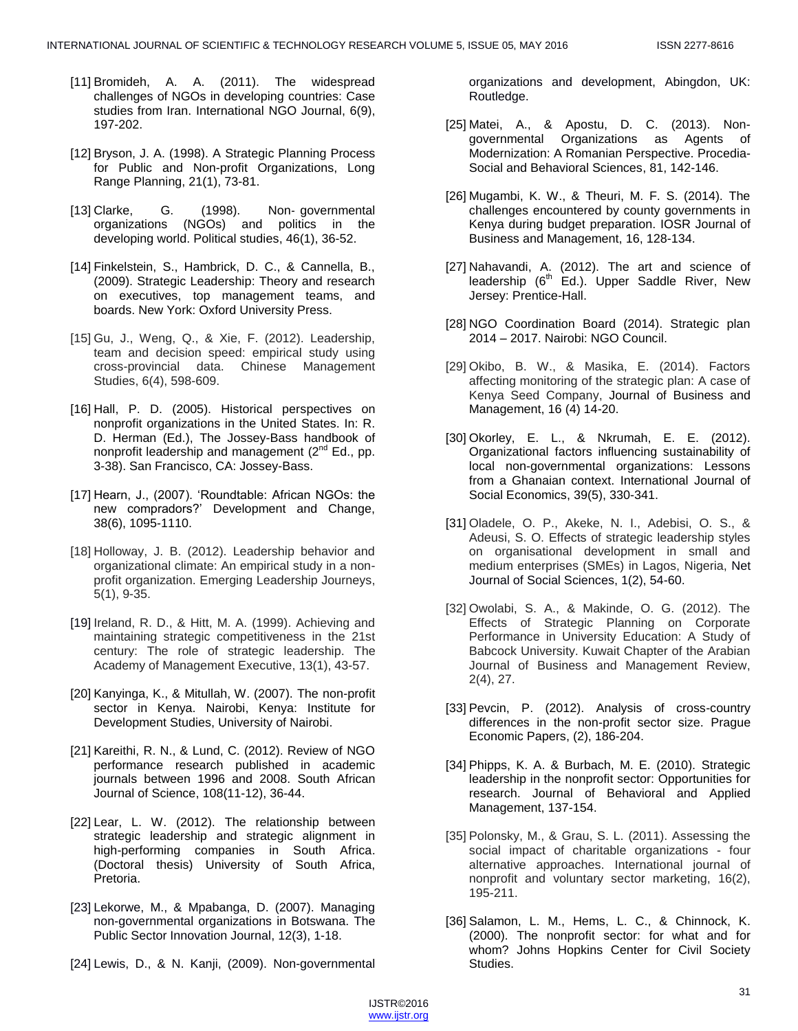[11] Bromideh, A. A. (2011). The widespread challenges of NGOs in developing countries: Case studies from Iran. International NGO Journal, 6(9), 197-202.

[12] Bryson, J. A. (1998). A Strategic Planning Process for Public and Non-profit Organizations, Long Range Planning, 21(1), 73-81.

[13] Clarke, G. (1998). Non- governmental organizations (NGOs) and politics in the developing world. Political studies, 46(1), 36-52.

[14] Finkelstein, S., Hambrick, D. C., & Cannella, B., (2009). Strategic Leadership: Theory and research on executives, top management teams, and boards. New York: Oxford University Press.

[15] Gu, J., Weng, Q., & Xie, F. (2012). Leadership, team and decision speed: empirical study using cross-provincial data. Chinese Management Studies, 6(4), 598-609.

[16] Hall, P. D. (2005). Historical perspectives on nonprofit organizations in the United States. In: R. D. Herman (Ed.), The Jossey-Bass handbook of nonprofit leadership and management (2nd Ed., pp. 3-38). San Francisco, CA: Jossey-Bass.

[17] Hearn, J., (2007). 'Roundtable: African NGOs: the new compradors?' Development and Change, 38(6), 1095-1110.

[18] Holloway, J. B. (2012). Leadership behavior and organizational climate: An empirical study in a non-profit organization. Emerging Leadership Journeys, 5(1), 9-35.

[19] Ireland, R. D., & Hitt, M. A. (1999). Achieving and maintaining strategic competitiveness in the 21st century: The role of strategic leadership. The Academy of Management Executive, 13(1), 43-57.

[20] Kanyinga, K., & Mitullah, W. (2007). The non-profit sector in Kenya. Nairobi, Kenya: Institute for Development Studies, University of Nairobi.

[21] Kareithi, R. N., & Lund, C. (2012). Review of NGO performance research published in academic journals between 1996 and 2008. South African Journal of Science, 108(11-12), 36-44.

[22] Lear, L. W. (2012). The relationship between strategic leadership and strategic alignment in high-performing companies in South Africa. (Doctoral thesis) University of South Africa, Pretoria.

[23] Lekorwe, M., & Mpabanga, D. (2007). Managing non-governmental organizations in Botswana. The Public Sector Innovation Journal, 12(3), 1-18.

[24] Lewis, D., & N. Kanji, (2009). Non-governmental organizations and development, Abingdon, UK: Routledge.

[25] Matei, A., & Apostu, D. C. (2013). Non-governmental Organizations as Agents of Modernization: A Romanian Perspective. Procedia-Social and Behavioral Sciences, 81, 142-146.

[26] Mugambi, K. W., & Theuri, M. F. S. (2014). The challenges encountered by county governments in Kenya during budget preparation. IOSR Journal of Business and Management, 16, 128-134.

[27] Nahavandi, A. (2012). The art and science of leadership (6th Ed.). Upper Saddle River, New Jersey: Prentice-Hall.

[28] NGO Coordination Board (2014). Strategic plan 2014 – 2017. Nairobi: NGO Council.

[29] Okibo, B. W., & Masika, E. (2014). Factors affecting monitoring of the strategic plan: A case of Kenya Seed Company, Journal of Business and Management, 16 (4) 14-20.

[30] Okorley, E. L., & Nkrumah, E. E. (2012). Organizational factors influencing sustainability of local non-governmental organizations: Lessons from a Ghanaian context. International Journal of Social Economics, 39(5), 330-341.

[31] Oladele, O. P., Akeke, N. I., Adebisi, O. S., & Adeusi, S. O. Effects of strategic leadership styles on organisational development in small and medium enterprises (SMEs) in Lagos, Nigeria, Net Journal of Social Sciences, 1(2), 54-60.

[32] Owolabi, S. A., & Makinde, O. G. (2012). The Effects of Strategic Planning on Corporate Performance in University Education: A Study of Babcock University. Kuwait Chapter of the Arabian Journal of Business and Management Review, 2(4), 27.

[33] Pevcin, P. (2012). Analysis of cross-country differences in the non-profit sector size. Prague Economic Papers, (2), 186-204.

[34] Phipps, K. A. & Burbach, M. E. (2010). Strategic leadership in the nonprofit sector: Opportunities for research. Journal of Behavioral and Applied Management, 137-154.

[35] Polonsky, M., & Grau, S. L. (2011). Assessing the social impact of charitable organizations - four alternative approaches. International journal of nonprofit and voluntary sector marketing, 16(2), 195-211.

[36] Salamon, L. M., Hems, L. C., & Chinnock, K. (2000). The nonprofit sector: for what and for whom? Johns Hopkins Center for Civil Society Studies.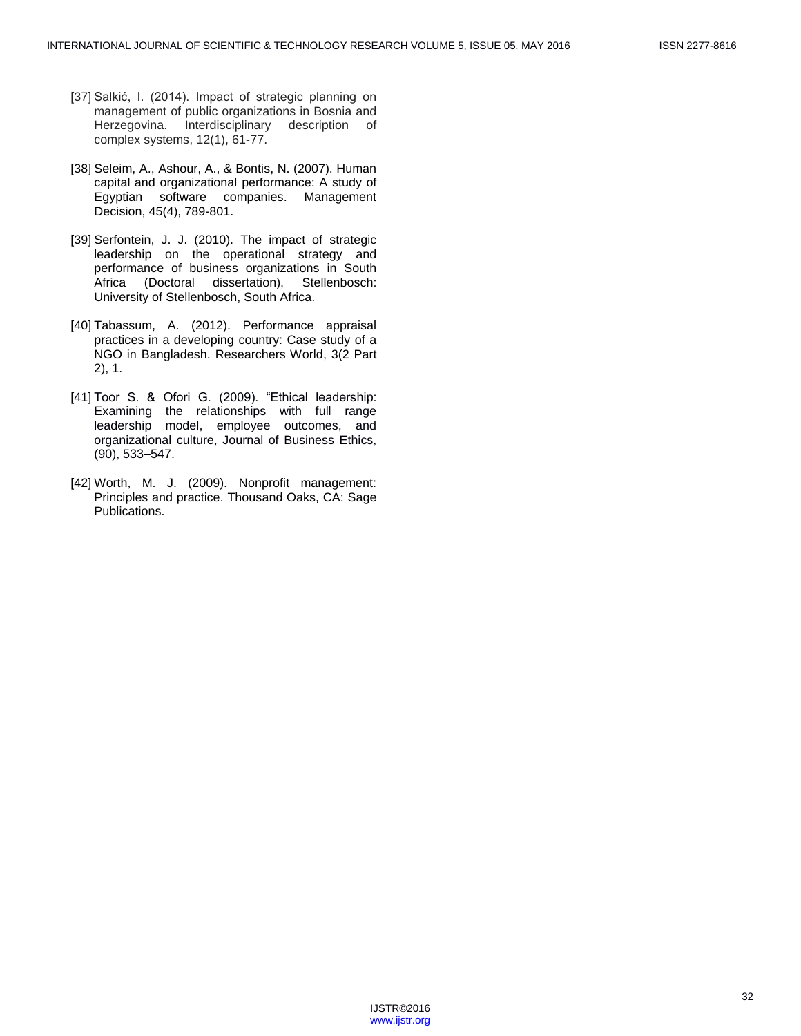[37] Salkić, I. (2014). Impact of strategic planning on management of public organizations in Bosnia and Herzegovina. Interdisciplinary description of complex systems, 12(1), 61-77.

[38] Seleim, A., Ashour, A., & Bontis, N. (2007). Human capital and organizational performance: A study of Egyptian software companies. Management Decision, 45(4), 789-801.

[39] Serfontein, J. J. (2010). The impact of strategic leadership on the operational strategy and performance of business organizations in South Africa (Doctoral dissertation), Stellenbosch: University of Stellenbosch, South Africa.

[40] Tabassum, A. (2012). Performance appraisal practices in a developing country: Case study of a NGO in Bangladesh. Researchers World, 3(2 Part 2), 1.

[41] Toor S. & Ofori G. (2009). "Ethical leadership: Examining the relationships with full range leadership model, employee outcomes, and organizational culture, Journal of Business Ethics, (90), 533–547.

[42] Worth, M. J. (2009). Nonprofit management: Principles and practice. Thousand Oaks, CA: Sage Publications.